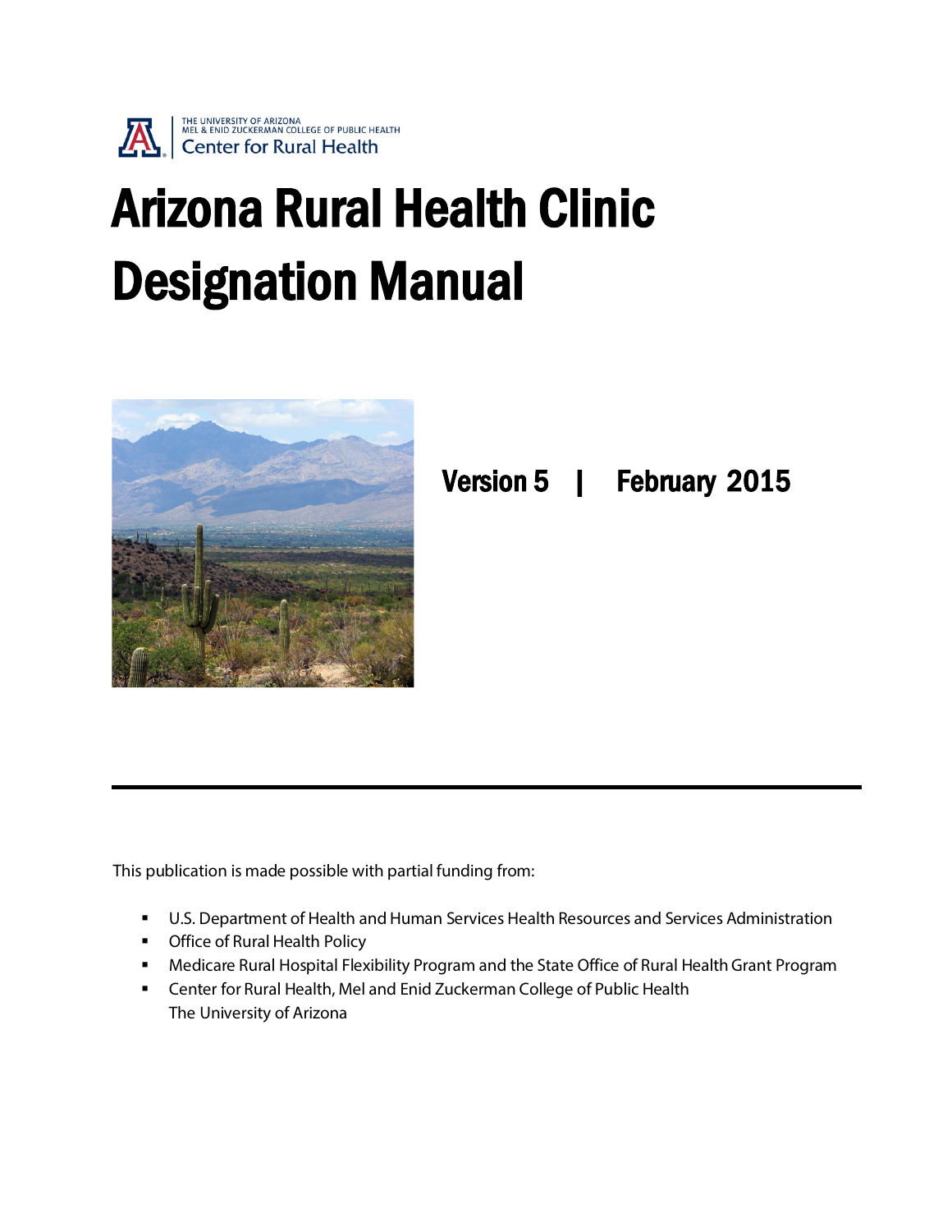THE UNIVERSITY OF ARIZONA
MEL & ENID ZUCKERMAN COLLEGE OF PUBLIC HEALTH
Center for Rural Health

# Arizona Rural Health Clinic Designation Manual

**Version 5 | February 2015**

---

This publication is made possible with partial funding from:

- U.S. Department of Health and Human Services Health Resources and Services Administration
- Office of Rural Health Policy
- Medicare Rural Hospital Flexibility Program and the State Office of Rural Health Grant Program
- Center for Rural Health, Mel and Enid Zuckerman College of Public Health
  The University of Arizona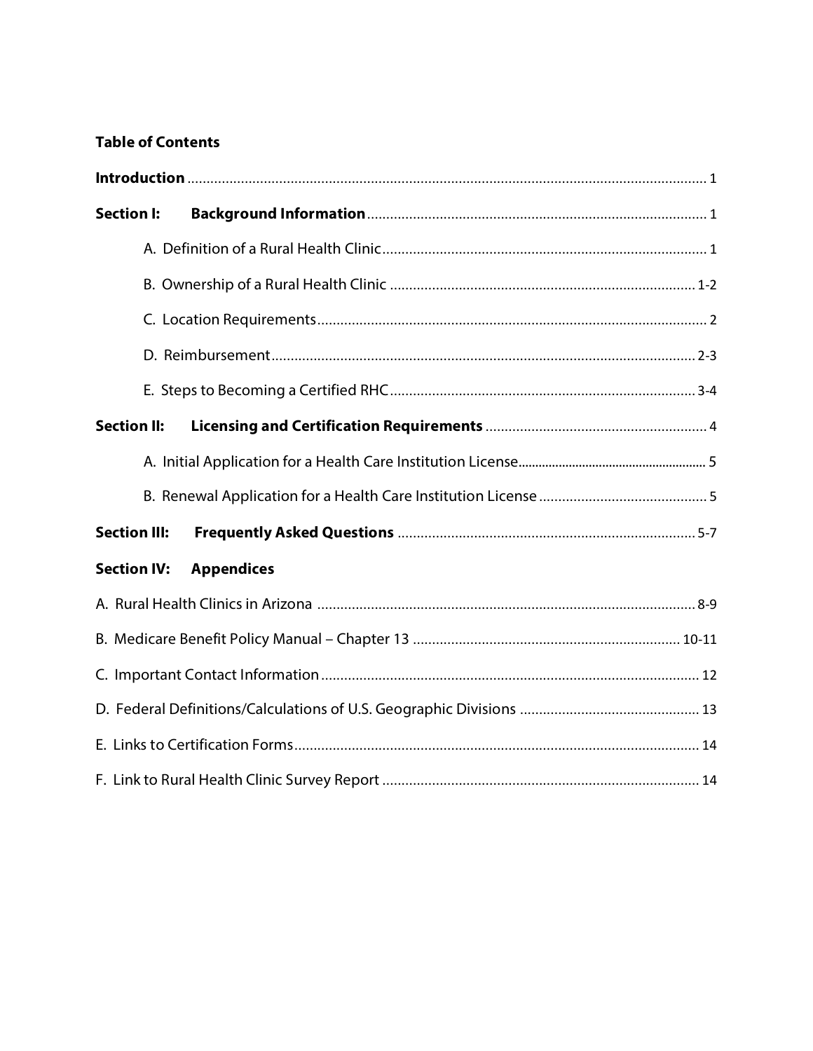**Table of Contents**

**Introduction** ........................................................................................................................ 1

**Section I: Background Information** ........................................................................... 1

- A. Definition of a Rural Health Clinic ..................................................................... 1
- B. Ownership of a Rural Health Clinic ............................................................... 1-2
- C. Location Requirements ...................................................................................... 2
- D. Reimbursement ................................................................................................ 2-3
- E. Steps to Becoming a Certified RHC ................................................................ 3-4

**Section II: Licensing and Certification Requirements** ............................................. 4

- A. Initial Application for a Health Care Institution License ..................................... 5
- B. Renewal Application for a Health Care Institution License ................................ 5

**Section III: Frequently Asked Questions** ................................................................ 5-7

**Section IV: Appendices**

A. Rural Health Clinics in Arizona ............................................................................... 8-9

B. Medicare Benefit Policy Manual – Chapter 13 ..................................................... 10-11

C. Important Contact Information .................................................................................. 12

D. Federal Definitions/Calculations of U.S. Geographic Divisions ................................. 13

E. Links to Certification Forms ........................................................................................ 14

F. Link to Rural Health Clinic Survey Report ................................................................. 14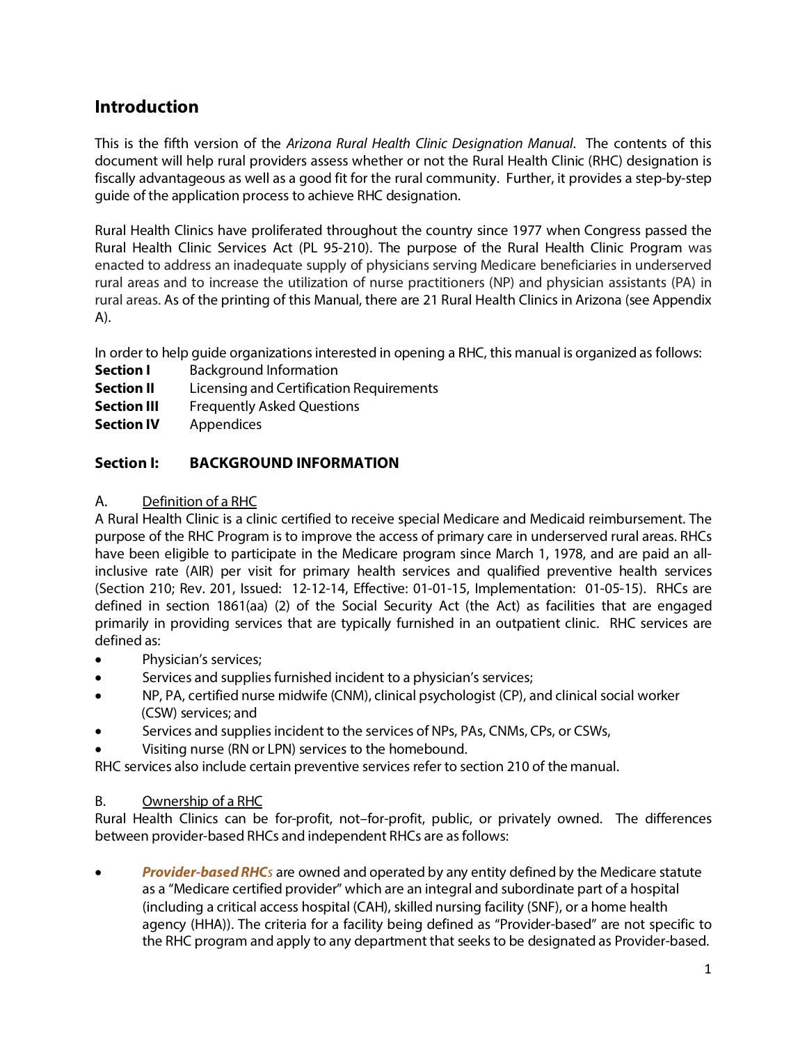# Introduction

This is the fifth version of the *Arizona Rural Health Clinic Designation Manual*. The contents of this document will help rural providers assess whether or not the Rural Health Clinic (RHC) designation is fiscally advantageous as well as a good fit for the rural community. Further, it provides a step-by-step guide of the application process to achieve RHC designation.

Rural Health Clinics have proliferated throughout the country since 1977 when Congress passed the Rural Health Clinic Services Act (PL 95-210). The purpose of the Rural Health Clinic Program was enacted to address an inadequate supply of physicians serving Medicare beneficiaries in underserved rural areas and to increase the utilization of nurse practitioners (NP) and physician assistants (PA) in rural areas. As of the printing of this Manual, there are 21 Rural Health Clinics in Arizona (see Appendix A).

In order to help guide organizations interested in opening a RHC, this manual is organized as follows:

**Section I** Background Information
**Section II** Licensing and Certification Requirements
**Section III** Frequently Asked Questions
**Section IV** Appendices

## Section I: BACKGROUND INFORMATION

### A. Definition of a RHC

A Rural Health Clinic is a clinic certified to receive special Medicare and Medicaid reimbursement. The purpose of the RHC Program is to improve the access of primary care in underserved rural areas. RHCs have been eligible to participate in the Medicare program since March 1, 1978, and are paid an all-inclusive rate (AIR) per visit for primary health services and qualified preventive health services (Section 210; Rev. 201, Issued: 12-12-14, Effective: 01-01-15, Implementation: 01-05-15). RHCs are defined in section 1861(aa) (2) of the Social Security Act (the Act) as facilities that are engaged primarily in providing services that are typically furnished in an outpatient clinic. RHC services are defined as:

- Physician's services;
- Services and supplies furnished incident to a physician's services;
- NP, PA, certified nurse midwife (CNM), clinical psychologist (CP), and clinical social worker (CSW) services; and
- Services and supplies incident to the services of NPs, PAs, CNMs, CPs, or CSWs,
- Visiting nurse (RN or LPN) services to the homebound.

RHC services also include certain preventive services refer to section 210 of the manual.

### B. Ownership of a RHC

Rural Health Clinics can be for-profit, not–for-profit, public, or privately owned. The differences between provider-based RHCs and independent RHCs are as follows:

- ***Provider-based RHCs*** are owned and operated by any entity defined by the Medicare statute as a "Medicare certified provider" which are an integral and subordinate part of a hospital (including a critical access hospital (CAH), skilled nursing facility (SNF), or a home health agency (HHA)). The criteria for a facility being defined as "Provider-based" are not specific to the RHC program and apply to any department that seeks to be designated as Provider-based.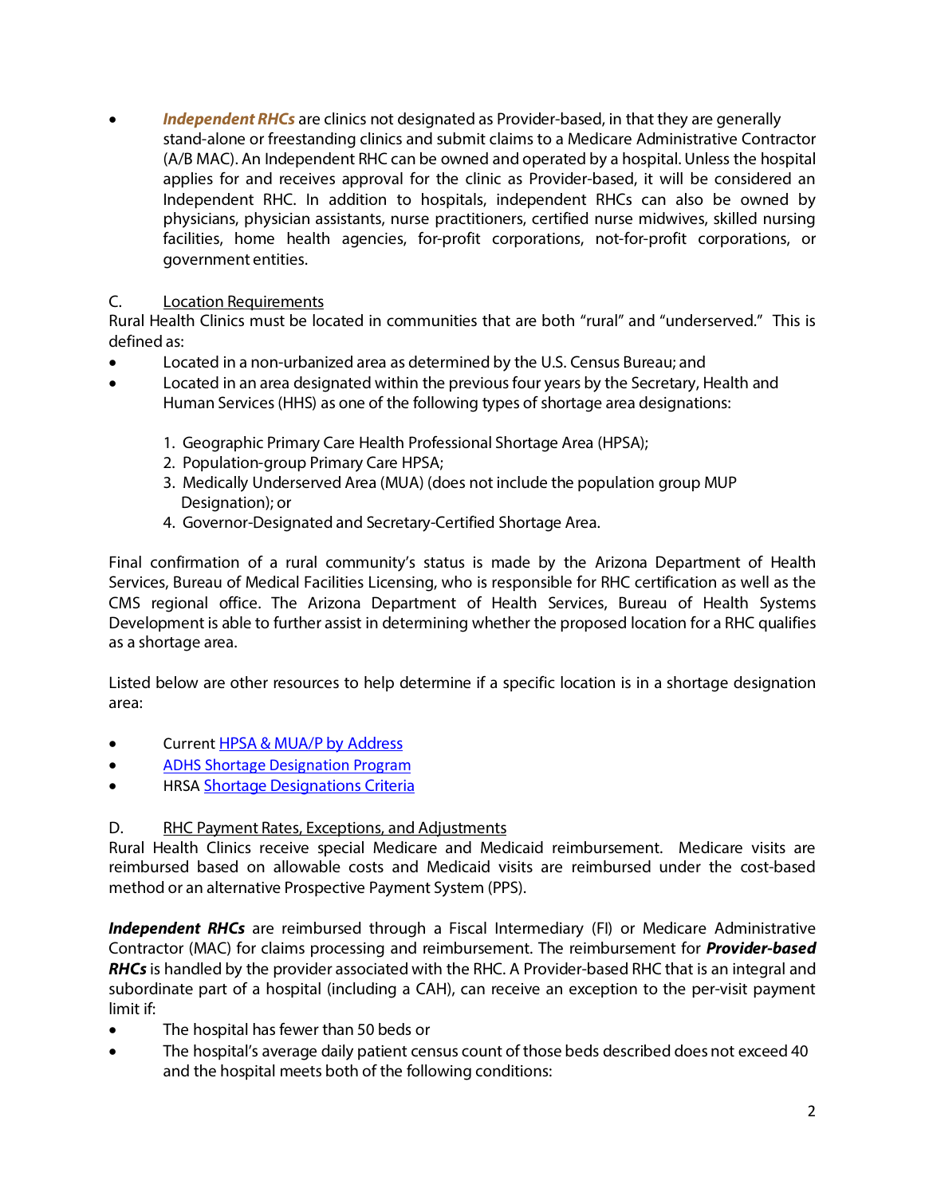- ***Independent RHCs*** are clinics not designated as Provider-based, in that they are generally stand-alone or freestanding clinics and submit claims to a Medicare Administrative Contractor (A/B MAC). An Independent RHC can be owned and operated by a hospital. Unless the hospital applies for and receives approval for the clinic as Provider-based, it will be considered an Independent RHC. In addition to hospitals, independent RHCs can also be owned by physicians, physician assistants, nurse practitioners, certified nurse midwives, skilled nursing facilities, home health agencies, for-profit corporations, not-for-profit corporations, or government entities.

C. Location Requirements

Rural Health Clinics must be located in communities that are both "rural" and "underserved." This is defined as:

- Located in a non-urbanized area as determined by the U.S. Census Bureau; and
- Located in an area designated within the previous four years by the Secretary, Health and Human Services (HHS) as one of the following types of shortage area designations:

  1. Geographic Primary Care Health Professional Shortage Area (HPSA);
  2. Population-group Primary Care HPSA;
  3. Medically Underserved Area (MUA) (does not include the population group MUP Designation); or
  4. Governor-Designated and Secretary-Certified Shortage Area.

Final confirmation of a rural community's status is made by the Arizona Department of Health Services, Bureau of Medical Facilities Licensing, who is responsible for RHC certification as well as the CMS regional office. The Arizona Department of Health Services, Bureau of Health Systems Development is able to further assist in determining whether the proposed location for a RHC qualifies as a shortage area.

Listed below are other resources to help determine if a specific location is in a shortage designation area:

- Current HPSA & MUA/P by Address
- ADHS Shortage Designation Program
- HRSA Shortage Designations Criteria

D. RHC Payment Rates, Exceptions, and Adjustments

Rural Health Clinics receive special Medicare and Medicaid reimbursement. Medicare visits are reimbursed based on allowable costs and Medicaid visits are reimbursed under the cost-based method or an alternative Prospective Payment System (PPS).

***Independent RHCs*** are reimbursed through a Fiscal Intermediary (FI) or Medicare Administrative Contractor (MAC) for claims processing and reimbursement. The reimbursement for ***Provider-based RHCs*** is handled by the provider associated with the RHC. A Provider-based RHC that is an integral and subordinate part of a hospital (including a CAH), can receive an exception to the per-visit payment limit if:

- The hospital has fewer than 50 beds or
- The hospital's average daily patient census count of those beds described does not exceed 40 and the hospital meets both of the following conditions: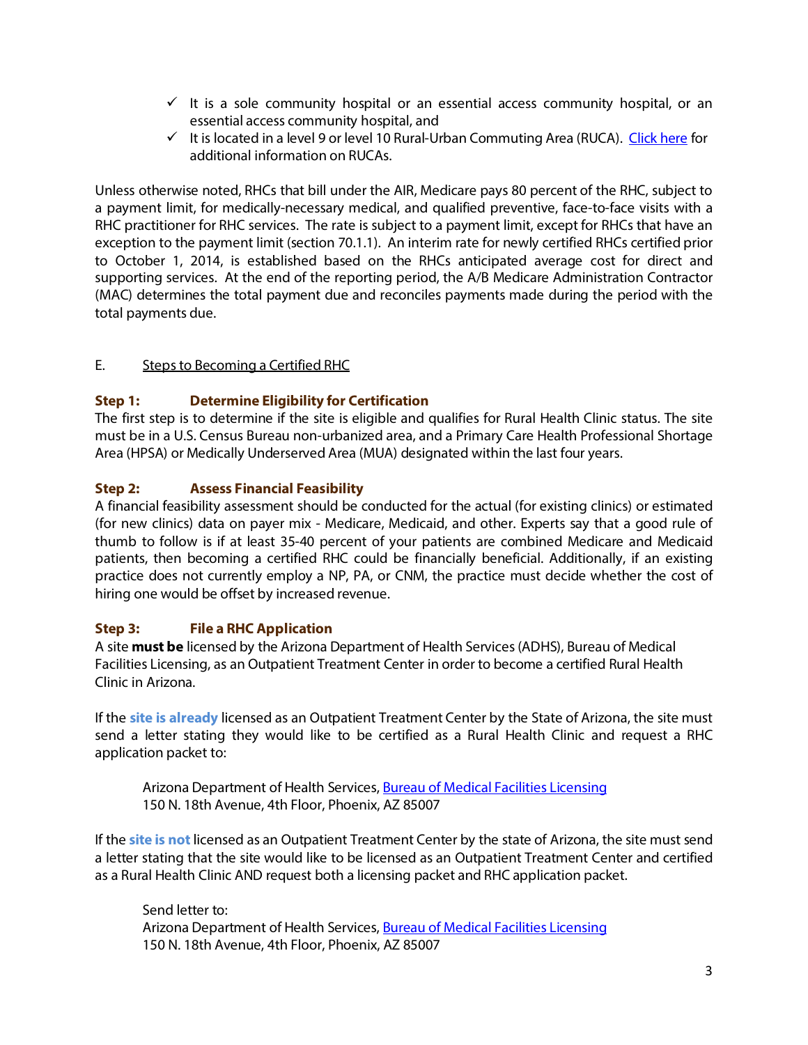- ✓ It is a sole community hospital or an essential access community hospital, or an essential access community hospital, and
- ✓ It is located in a level 9 or level 10 Rural-Urban Commuting Area (RUCA). Click here for additional information on RUCAs.

Unless otherwise noted, RHCs that bill under the AIR, Medicare pays 80 percent of the RHC, subject to a payment limit, for medically-necessary medical, and qualified preventive, face-to-face visits with a RHC practitioner for RHC services. The rate is subject to a payment limit, except for RHCs that have an exception to the payment limit (section 70.1.1). An interim rate for newly certified RHCs certified prior to October 1, 2014, is established based on the RHCs anticipated average cost for direct and supporting services. At the end of the reporting period, the A/B Medicare Administration Contractor (MAC) determines the total payment due and reconciles payments made during the period with the total payments due.

## E. Steps to Becoming a Certified RHC

### Step 1: Determine Eligibility for Certification

The first step is to determine if the site is eligible and qualifies for Rural Health Clinic status. The site must be in a U.S. Census Bureau non-urbanized area, and a Primary Care Health Professional Shortage Area (HPSA) or Medically Underserved Area (MUA) designated within the last four years.

### Step 2: Assess Financial Feasibility

A financial feasibility assessment should be conducted for the actual (for existing clinics) or estimated (for new clinics) data on payer mix - Medicare, Medicaid, and other. Experts say that a good rule of thumb to follow is if at least 35-40 percent of your patients are combined Medicare and Medicaid patients, then becoming a certified RHC could be financially beneficial. Additionally, if an existing practice does not currently employ a NP, PA, or CNM, the practice must decide whether the cost of hiring one would be offset by increased revenue.

### Step 3: File a RHC Application

A site **must be** licensed by the Arizona Department of Health Services (ADHS), Bureau of Medical Facilities Licensing, as an Outpatient Treatment Center in order to become a certified Rural Health Clinic in Arizona.

If the **site is already** licensed as an Outpatient Treatment Center by the State of Arizona, the site must send a letter stating they would like to be certified as a Rural Health Clinic and request a RHC application packet to:

> Arizona Department of Health Services, Bureau of Medical Facilities Licensing
> 150 N. 18th Avenue, 4th Floor, Phoenix, AZ 85007

If the **site is not** licensed as an Outpatient Treatment Center by the state of Arizona, the site must send a letter stating that the site would like to be licensed as an Outpatient Treatment Center and certified as a Rural Health Clinic AND request both a licensing packet and RHC application packet.

> Send letter to:
> Arizona Department of Health Services, Bureau of Medical Facilities Licensing
> 150 N. 18th Avenue, 4th Floor, Phoenix, AZ 85007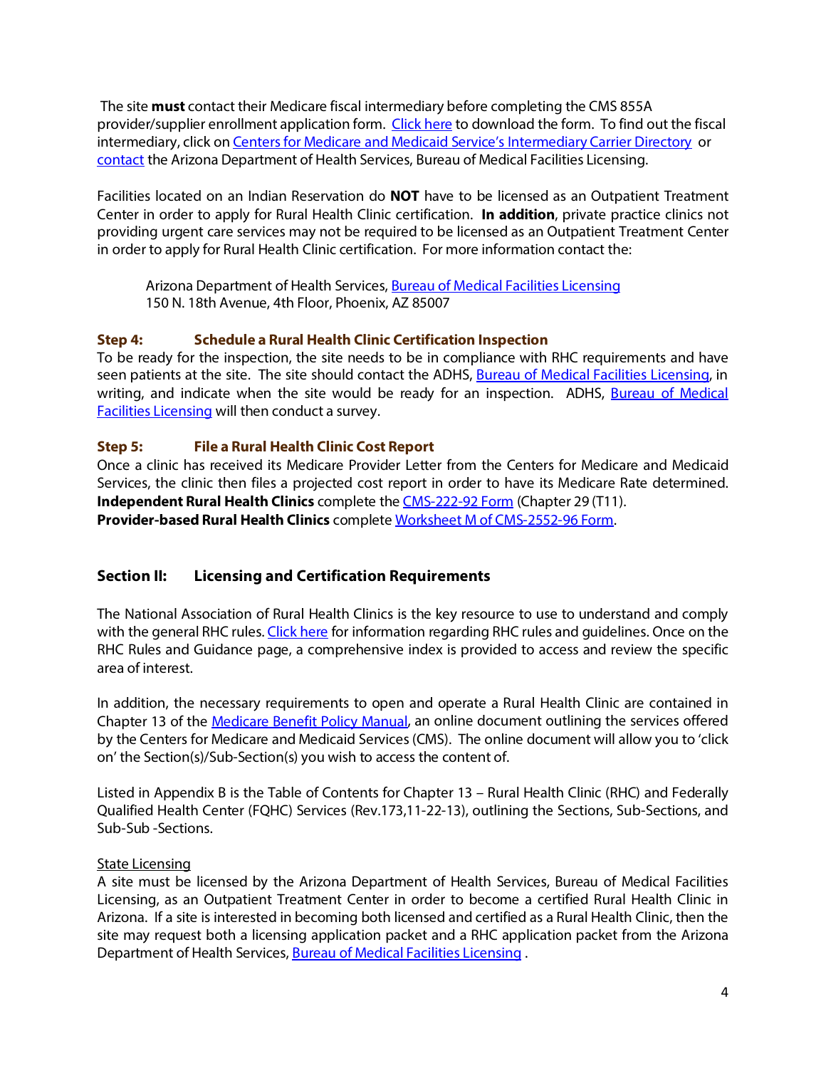The site **must** contact their Medicare fiscal intermediary before completing the CMS 855A provider/supplier enrollment application form. Click here to download the form. To find out the fiscal intermediary, click on Centers for Medicare and Medicaid Service's Intermediary Carrier Directory or contact the Arizona Department of Health Services, Bureau of Medical Facilities Licensing.

Facilities located on an Indian Reservation do **NOT** have to be licensed as an Outpatient Treatment Center in order to apply for Rural Health Clinic certification. **In addition**, private practice clinics not providing urgent care services may not be required to be licensed as an Outpatient Treatment Center in order to apply for Rural Health Clinic certification. For more information contact the:

> Arizona Department of Health Services, Bureau of Medical Facilities Licensing
> 150 N. 18th Avenue, 4th Floor, Phoenix, AZ 85007

### Step 4: Schedule a Rural Health Clinic Certification Inspection

To be ready for the inspection, the site needs to be in compliance with RHC requirements and have seen patients at the site. The site should contact the ADHS, Bureau of Medical Facilities Licensing, in writing, and indicate when the site would be ready for an inspection. ADHS, Bureau of Medical Facilities Licensing will then conduct a survey.

### Step 5: File a Rural Health Clinic Cost Report

Once a clinic has received its Medicare Provider Letter from the Centers for Medicare and Medicaid Services, the clinic then files a projected cost report in order to have its Medicare Rate determined. **Independent Rural Health Clinics** complete the CMS-222-92 Form (Chapter 29 (T11).
**Provider-based Rural Health Clinics** complete Worksheet M of CMS-2552-96 Form.

## Section II: Licensing and Certification Requirements

The National Association of Rural Health Clinics is the key resource to use to understand and comply with the general RHC rules. Click here for information regarding RHC rules and guidelines. Once on the RHC Rules and Guidance page, a comprehensive index is provided to access and review the specific area of interest.

In addition, the necessary requirements to open and operate a Rural Health Clinic are contained in Chapter 13 of the Medicare Benefit Policy Manual, an online document outlining the services offered by the Centers for Medicare and Medicaid Services (CMS). The online document will allow you to 'click on' the Section(s)/Sub-Section(s) you wish to access the content of.

Listed in Appendix B is the Table of Contents for Chapter 13 – Rural Health Clinic (RHC) and Federally Qualified Health Center (FQHC) Services (Rev.173,11-22-13), outlining the Sections, Sub-Sections, and Sub-Sub -Sections.

<u>State Licensing</u>

A site must be licensed by the Arizona Department of Health Services, Bureau of Medical Facilities Licensing, as an Outpatient Treatment Center in order to become a certified Rural Health Clinic in Arizona. If a site is interested in becoming both licensed and certified as a Rural Health Clinic, then the site may request both a licensing application packet and a RHC application packet from the Arizona Department of Health Services, Bureau of Medical Facilities Licensing .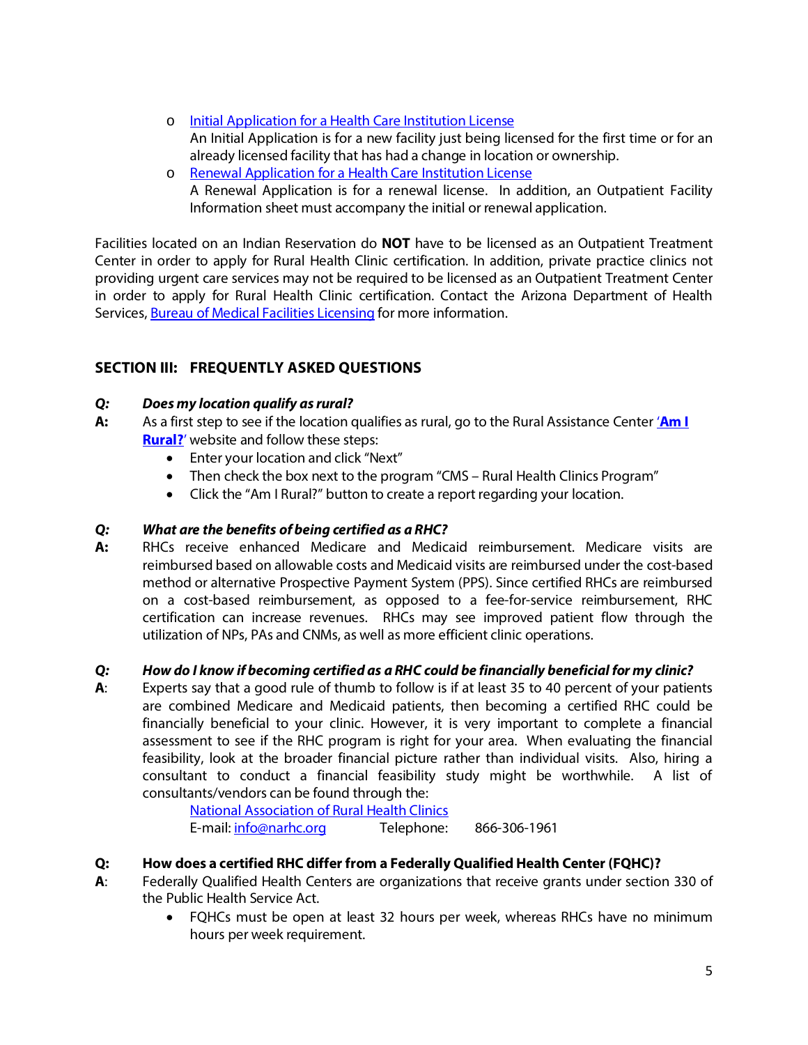- Initial Application for a Health Care Institution License
  An Initial Application is for a new facility just being licensed for the first time or for an already licensed facility that has had a change in location or ownership.
- Renewal Application for a Health Care Institution License
  A Renewal Application is for a renewal license. In addition, an Outpatient Facility Information sheet must accompany the initial or renewal application.

Facilities located on an Indian Reservation do **NOT** have to be licensed as an Outpatient Treatment Center in order to apply for Rural Health Clinic certification. In addition, private practice clinics not providing urgent care services may not be required to be licensed as an Outpatient Treatment Center in order to apply for Rural Health Clinic certification. Contact the Arizona Department of Health Services, Bureau of Medical Facilities Licensing for more information.

## SECTION III: FREQUENTLY ASKED QUESTIONS

***Q: Does my location qualify as rural?***

**A:** As a first step to see if the location qualifies as rural, go to the Rural Assistance Center '**Am I Rural?**' website and follow these steps:

- Enter your location and click "Next"
- Then check the box next to the program "CMS – Rural Health Clinics Program"
- Click the "Am I Rural?" button to create a report regarding your location.

***Q: What are the benefits of being certified as a RHC?***

**A:** RHCs receive enhanced Medicare and Medicaid reimbursement. Medicare visits are reimbursed based on allowable costs and Medicaid visits are reimbursed under the cost-based method or alternative Prospective Payment System (PPS). Since certified RHCs are reimbursed on a cost-based reimbursement, as opposed to a fee-for-service reimbursement, RHC certification can increase revenues. RHCs may see improved patient flow through the utilization of NPs, PAs and CNMs, as well as more efficient clinic operations.

***Q: How do I know if becoming certified as a RHC could be financially beneficial for my clinic?***

**A**: Experts say that a good rule of thumb to follow is if at least 35 to 40 percent of your patients are combined Medicare and Medicaid patients, then becoming a certified RHC could be financially beneficial to your clinic. However, it is very important to complete a financial assessment to see if the RHC program is right for your area. When evaluating the financial feasibility, look at the broader financial picture rather than individual visits. Also, hiring a consultant to conduct a financial feasibility study might be worthwhile. A list of consultants/vendors can be found through the:

National Association of Rural Health Clinics
E-mail: info@narhc.org Telephone: 866-306-1961

**Q: How does a certified RHC differ from a Federally Qualified Health Center (FQHC)?**

**A**: Federally Qualified Health Centers are organizations that receive grants under section 330 of the Public Health Service Act.

- FQHCs must be open at least 32 hours per week, whereas RHCs have no minimum hours per week requirement.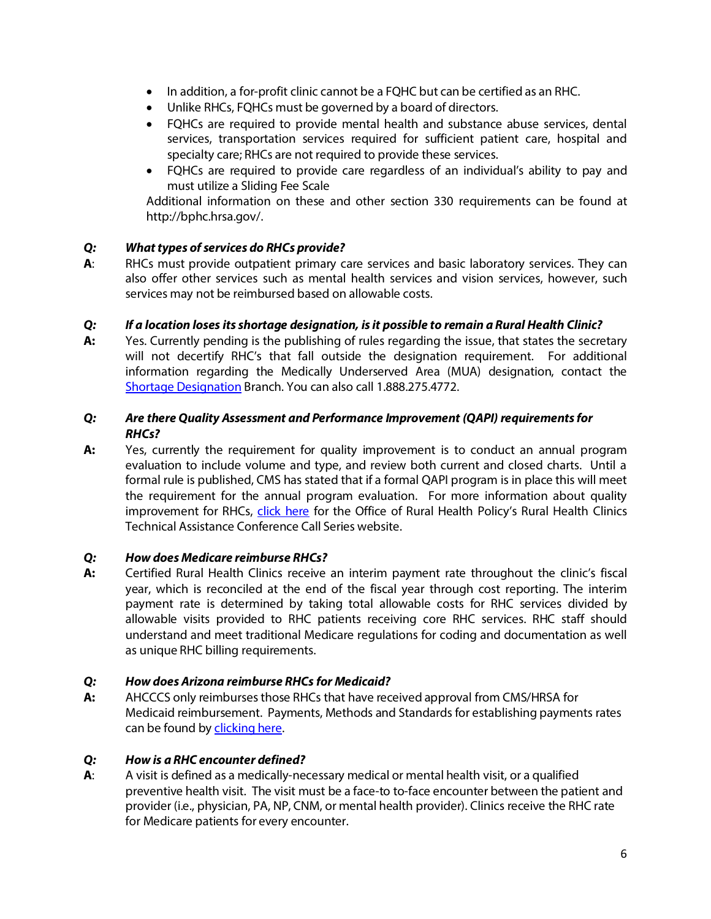- In addition, a for-profit clinic cannot be a FQHC but can be certified as an RHC.
- Unlike RHCs, FQHCs must be governed by a board of directors.
- FQHCs are required to provide mental health and substance abuse services, dental services, transportation services required for sufficient patient care, hospital and specialty care; RHCs are not required to provide these services.
- FQHCs are required to provide care regardless of an individual's ability to pay and must utilize a Sliding Fee Scale

Additional information on these and other section 330 requirements can be found at http://bphc.hrsa.gov/.

***Q: What types of services do RHCs provide?***

**A**: RHCs must provide outpatient primary care services and basic laboratory services. They can also offer other services such as mental health services and vision services, however, such services may not be reimbursed based on allowable costs.

***Q: If a location loses its shortage designation, is it possible to remain a Rural Health Clinic?***

**A:** Yes. Currently pending is the publishing of rules regarding the issue, that states the secretary will not decertify RHC's that fall outside the designation requirement. For additional information regarding the Medically Underserved Area (MUA) designation, contact the Shortage Designation Branch. You can also call 1.888.275.4772.

***Q: Are there Quality Assessment and Performance Improvement (QAPI) requirements for RHCs?***

**A:** Yes, currently the requirement for quality improvement is to conduct an annual program evaluation to include volume and type, and review both current and closed charts. Until a formal rule is published, CMS has stated that if a formal QAPI program is in place this will meet the requirement for the annual program evaluation. For more information about quality improvement for RHCs, click here for the Office of Rural Health Policy's Rural Health Clinics Technical Assistance Conference Call Series website.

***Q: How does Medicare reimburse RHCs?***

**A:** Certified Rural Health Clinics receive an interim payment rate throughout the clinic's fiscal year, which is reconciled at the end of the fiscal year through cost reporting. The interim payment rate is determined by taking total allowable costs for RHC services divided by allowable visits provided to RHC patients receiving core RHC services. RHC staff should understand and meet traditional Medicare regulations for coding and documentation as well as unique RHC billing requirements.

***Q: How does Arizona reimburse RHCs for Medicaid?***

**A:** AHCCCS only reimburses those RHCs that have received approval from CMS/HRSA for Medicaid reimbursement. Payments, Methods and Standards for establishing payments rates can be found by clicking here.

***Q: How is a RHC encounter defined?***

**A**: A visit is defined as a medically-necessary medical or mental health visit, or a qualified preventive health visit. The visit must be a face-to face encounter between the patient and provider (i.e., physician, PA, NP, CNM, or mental health provider). Clinics receive the RHC rate for Medicare patients for every encounter.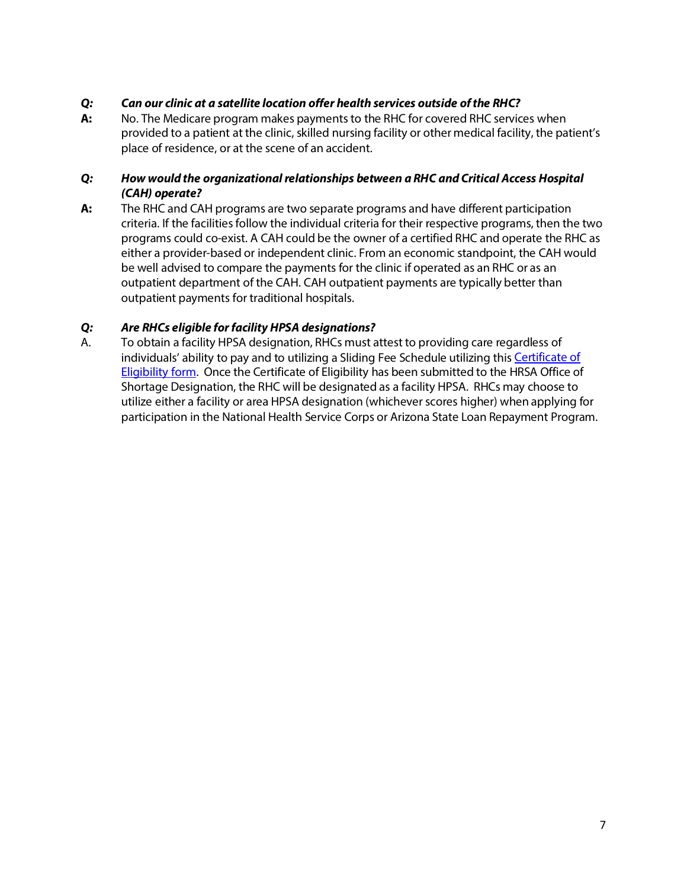***Q: Can our clinic at a satellite location offer health services outside of the RHC?***

**A:** No. The Medicare program makes payments to the RHC for covered RHC services when provided to a patient at the clinic, skilled nursing facility or other medical facility, the patient's place of residence, or at the scene of an accident.

***Q: How would the organizational relationships between a RHC and Critical Access Hospital (CAH) operate?***

**A:** The RHC and CAH programs are two separate programs and have different participation criteria. If the facilities follow the individual criteria for their respective programs, then the two programs could co-exist. A CAH could be the owner of a certified RHC and operate the RHC as either a provider-based or independent clinic. From an economic standpoint, the CAH would be well advised to compare the payments for the clinic if operated as an RHC or as an outpatient department of the CAH. CAH outpatient payments are typically better than outpatient payments for traditional hospitals.

***Q: Are RHCs eligible for facility HPSA designations?***

A. To obtain a facility HPSA designation, RHCs must attest to providing care regardless of individuals' ability to pay and to utilizing a Sliding Fee Schedule utilizing this Certificate of Eligibility form. Once the Certificate of Eligibility has been submitted to the HRSA Office of Shortage Designation, the RHC will be designated as a facility HPSA. RHCs may choose to utilize either a facility or area HPSA designation (whichever scores higher) when applying for participation in the National Health Service Corps or Arizona State Loan Repayment Program.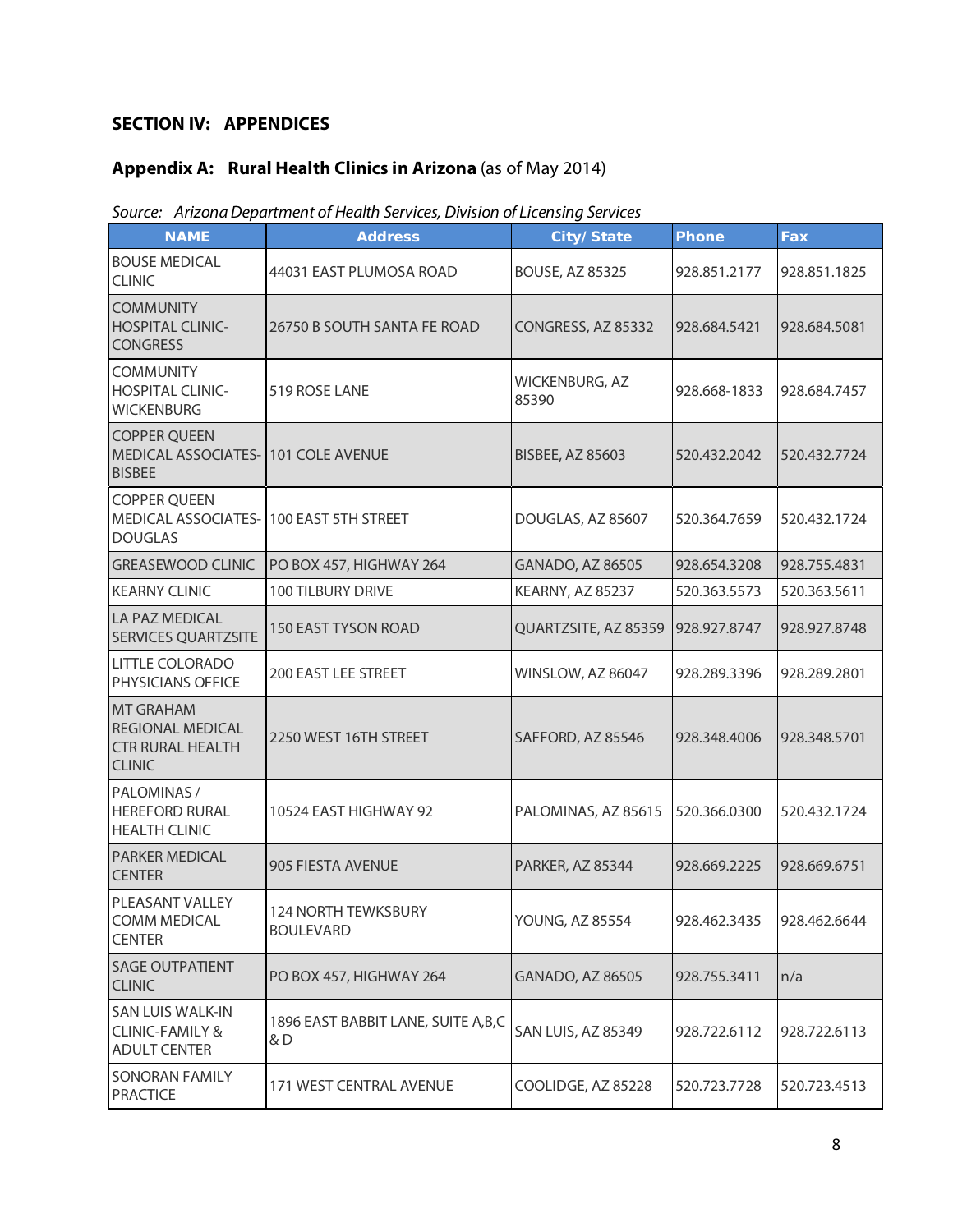## SECTION IV: APPENDICES

### Appendix A: Rural Health Clinics in Arizona (as of May 2014)

*Source: Arizona Department of Health Services, Division of Licensing Services*

| NAME | Address | City/ State | Phone | Fax |
|---|---|---|---|---|
| BOUSE MEDICAL CLINIC | 44031 EAST PLUMOSA ROAD | BOUSE, AZ 85325 | 928.851.2177 | 928.851.1825 |
| COMMUNITY HOSPITAL CLINIC-CONGRESS | 26750 B SOUTH SANTA FE ROAD | CONGRESS, AZ 85332 | 928.684.5421 | 928.684.5081 |
| COMMUNITY HOSPITAL CLINIC-WICKENBURG | 519 ROSE LANE | WICKENBURG, AZ 85390 | 928.668-1833 | 928.684.7457 |
| COPPER QUEEN MEDICAL ASSOCIATES-BISBEE | 101 COLE AVENUE | BISBEE, AZ 85603 | 520.432.2042 | 520.432.7724 |
| COPPER QUEEN MEDICAL ASSOCIATES-DOUGLAS | 100 EAST 5TH STREET | DOUGLAS, AZ 85607 | 520.364.7659 | 520.432.1724 |
| GREASEWOOD CLINIC | PO BOX 457, HIGHWAY 264 | GANADO, AZ 86505 | 928.654.3208 | 928.755.4831 |
| KEARNY CLINIC | 100 TILBURY DRIVE | KEARNY, AZ 85237 | 520.363.5573 | 520.363.5611 |
| LA PAZ MEDICAL SERVICES QUARTZSITE | 150 EAST TYSON ROAD | QUARTZSITE, AZ 85359 | 928.927.8747 | 928.927.8748 |
| LITTLE COLORADO PHYSICIANS OFFICE | 200 EAST LEE STREET | WINSLOW, AZ 86047 | 928.289.3396 | 928.289.2801 |
| MT GRAHAM REGIONAL MEDICAL CTR RURAL HEALTH CLINIC | 2250 WEST 16TH STREET | SAFFORD, AZ 85546 | 928.348.4006 | 928.348.5701 |
| PALOMINAS / HEREFORD RURAL HEALTH CLINIC | 10524 EAST HIGHWAY 92 | PALOMINAS, AZ 85615 | 520.366.0300 | 520.432.1724 |
| PARKER MEDICAL CENTER | 905 FIESTA AVENUE | PARKER, AZ 85344 | 928.669.2225 | 928.669.6751 |
| PLEASANT VALLEY COMM MEDICAL CENTER | 124 NORTH TEWKSBURY BOULEVARD | YOUNG, AZ 85554 | 928.462.3435 | 928.462.6644 |
| SAGE OUTPATIENT CLINIC | PO BOX 457, HIGHWAY 264 | GANADO, AZ 86505 | 928.755.3411 | n/a |
| SAN LUIS WALK-IN CLINIC-FAMILY & ADULT CENTER | 1896 EAST BABBIT LANE, SUITE A,B,C & D | SAN LUIS, AZ 85349 | 928.722.6112 | 928.722.6113 |
| SONORAN FAMILY PRACTICE | 171 WEST CENTRAL AVENUE | COOLIDGE, AZ 85228 | 520.723.7728 | 520.723.4513 |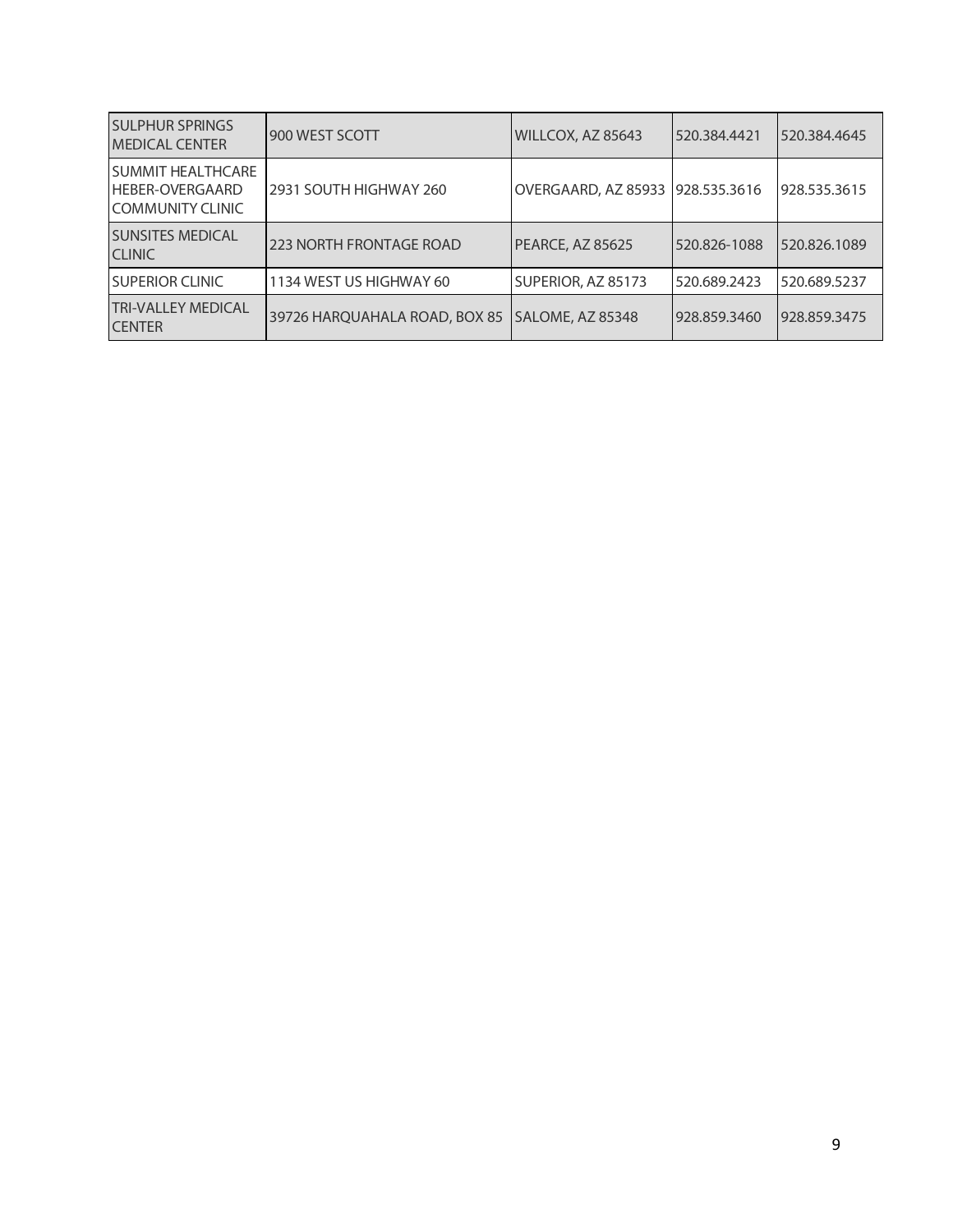| | | | | |
|---|---|---|---|---|
| SULPHUR SPRINGS MEDICAL CENTER | 900 WEST SCOTT | WILLCOX, AZ 85643 | 520.384.4421 | 520.384.4645 |
| SUMMIT HEALTHCARE HEBER-OVERGAARD COMMUNITY CLINIC | 2931 SOUTH HIGHWAY 260 | OVERGAARD, AZ 85933 | 928.535.3616 | 928.535.3615 |
| SUNSITES MEDICAL CLINIC | 223 NORTH FRONTAGE ROAD | PEARCE, AZ 85625 | 520.826-1088 | 520.826.1089 |
| SUPERIOR CLINIC | 1134 WEST US HIGHWAY 60 | SUPERIOR, AZ 85173 | 520.689.2423 | 520.689.5237 |
| TRI-VALLEY MEDICAL CENTER | 39726 HARQUAHALA ROAD, BOX 85 | SALOME, AZ 85348 | 928.859.3460 | 928.859.3475 |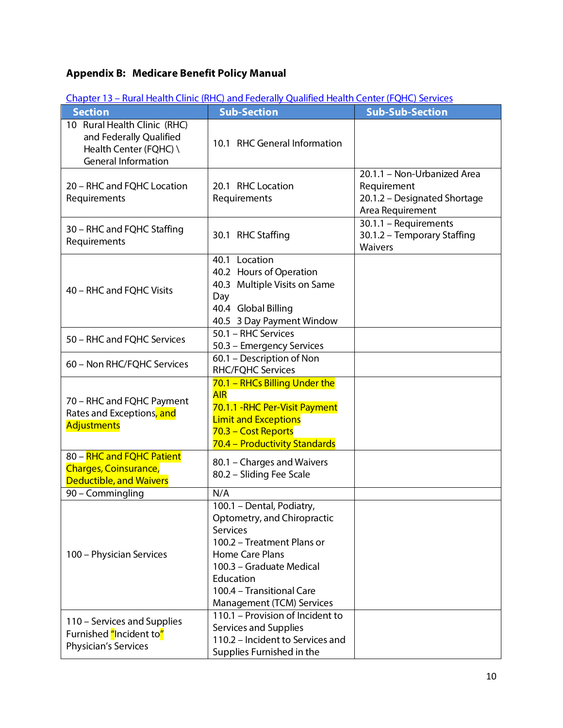## Appendix B: Medicare Benefit Policy Manual

[Chapter 13 – Rural Health Clinic (RHC) and Federally Qualified Health Center (FQHC) Services]

| Section | Sub-Section | Sub-Sub-Section |
|---|---|---|
| 10 Rural Health Clinic (RHC) and Federally Qualified Health Center (FQHC) \ General Information | 10.1 RHC General Information | |
| 20 – RHC and FQHC Location Requirements | 20.1 RHC Location Requirements | 20.1.1 – Non-Urbanized Area Requirement<br>20.1.2 – Designated Shortage Area Requirement |
| 30 – RHC and FQHC Staffing Requirements | 30.1 RHC Staffing | 30.1.1 – Requirements<br>30.1.2 – Temporary Staffing Waivers |
| 40 – RHC and FQHC Visits | 40.1 Location<br>40.2 Hours of Operation<br>40.3 Multiple Visits on Same Day<br>40.4 Global Billing<br>40.5 3 Day Payment Window | |
| 50 – RHC and FQHC Services | 50.1 – RHC Services<br>50.3 – Emergency Services | |
| 60 – Non RHC/FQHC Services | 60.1 – Description of Non RHC/FQHC Services | |
| 70 – RHC and FQHC Payment Rates and Exceptions, and Adjustments | 70.1 – RHCs Billing Under the AIR<br>70.1.1 -RHC Per-Visit Payment Limit and Exceptions<br>70.3 – Cost Reports<br>70.4 – Productivity Standards | |
| 80 – RHC and FQHC Patient Charges, Coinsurance, Deductible, and Waivers | 80.1 – Charges and Waivers<br>80.2 – Sliding Fee Scale | |
| 90 – Commingling | N/A | |
| 100 – Physician Services | 100.1 – Dental, Podiatry, Optometry, and Chiropractic Services<br>100.2 – Treatment Plans or Home Care Plans<br>100.3 – Graduate Medical Education<br>100.4 – Transitional Care Management (TCM) Services | |
| 110 – Services and Supplies Furnished "Incident to" Physician's Services | 110.1 – Provision of Incident to Services and Supplies<br>110.2 – Incident to Services and Supplies Furnished in the | |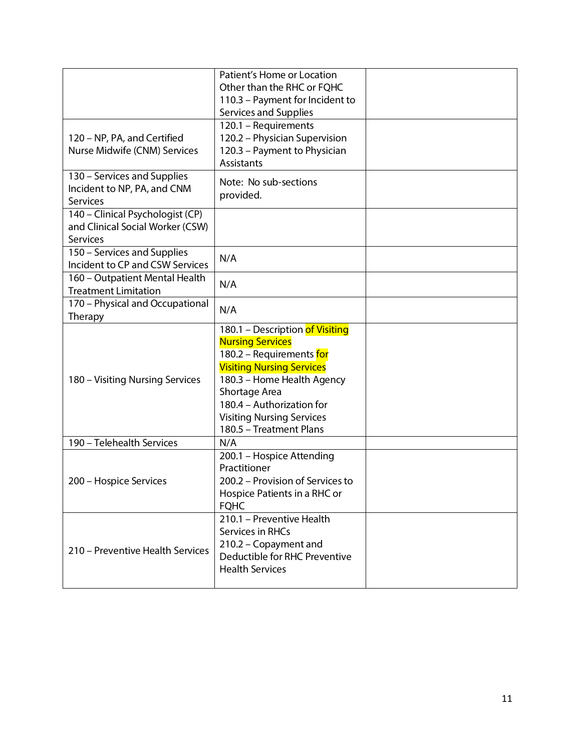| | | |
|---|---|---|
| | Patient's Home or Location Other than the RHC or FQHC<br>110.3 – Payment for Incident to Services and Supplies | |
| 120 – NP, PA, and Certified Nurse Midwife (CNM) Services | 120.1 – Requirements<br>120.2 – Physician Supervision<br>120.3 – Payment to Physician Assistants | |
| 130 – Services and Supplies Incident to NP, PA, and CNM Services | Note: No sub-sections provided. | |
| 140 – Clinical Psychologist (CP) and Clinical Social Worker (CSW) Services | | |
| 150 – Services and Supplies Incident to CP and CSW Services | N/A | |
| 160 – Outpatient Mental Health Treatment Limitation | N/A | |
| 170 – Physical and Occupational Therapy | N/A | |
| 180 – Visiting Nursing Services | 180.1 – Description of Visiting Nursing Services<br>180.2 – Requirements for Visiting Nursing Services<br>180.3 – Home Health Agency Shortage Area<br>180.4 – Authorization for Visiting Nursing Services<br>180.5 – Treatment Plans | |
| 190 – Telehealth Services | N/A | |
| 200 – Hospice Services | 200.1 – Hospice Attending Practitioner<br>200.2 – Provision of Services to Hospice Patients in a RHC or FQHC | |
| 210 – Preventive Health Services | 210.1 – Preventive Health Services in RHCs<br>210.2 – Copayment and Deductible for RHC Preventive Health Services | |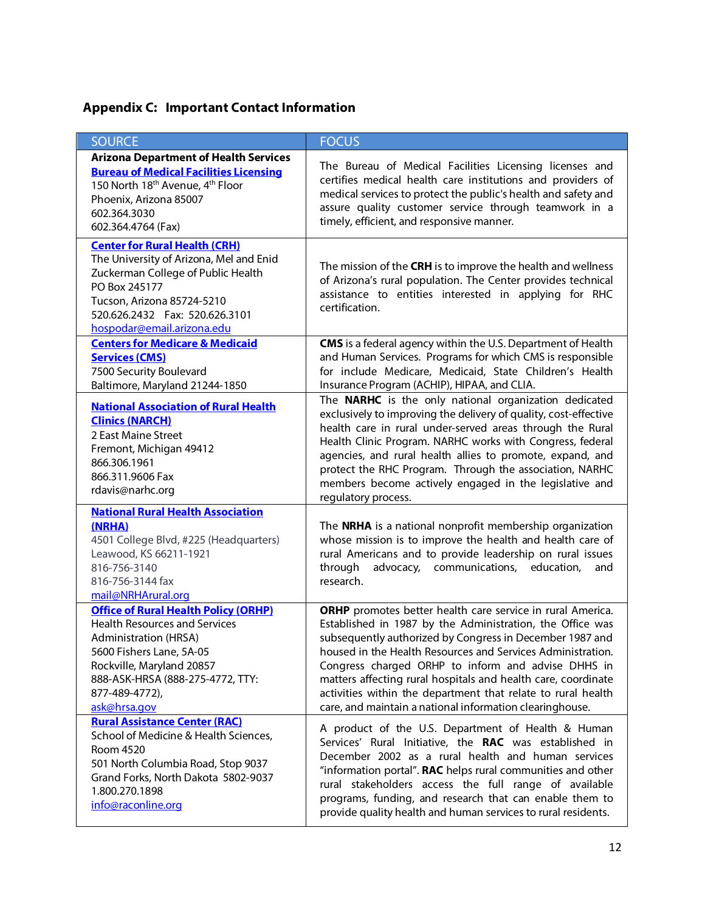## Appendix C: Important Contact Information

| SOURCE | FOCUS |
|---|---|
| **Arizona Department of Health Services** <br> **Bureau of Medical Facilities Licensing** <br> 150 North 18th Avenue, 4th Floor <br> Phoenix, Arizona 85007 <br> 602.364.3030 <br> 602.364.4764 (Fax) | The Bureau of Medical Facilities Licensing licenses and certifies medical health care institutions and providers of medical services to protect the public's health and safety and assure quality customer service through teamwork in a timely, efficient, and responsive manner. |
| **Center for Rural Health (CRH)** <br> The University of Arizona, Mel and Enid Zuckerman College of Public Health <br> PO Box 245177 <br> Tucson, Arizona 85724-5210 <br> 520.626.2432 Fax: 520.626.3101 <br> hospodar@email.arizona.edu | The mission of the **CRH** is to improve the health and wellness of Arizona's rural population. The Center provides technical assistance to entities interested in applying for RHC certification. |
| **Centers for Medicare & Medicaid Services (CMS)** <br> 7500 Security Boulevard <br> Baltimore, Maryland 21244-1850 | **CMS** is a federal agency within the U.S. Department of Health and Human Services. Programs for which CMS is responsible for include Medicare, Medicaid, State Children's Health Insurance Program (ACHIP), HIPAA, and CLIA. |
| **National Association of Rural Health Clinics (NARCH)** <br> 2 East Maine Street <br> Fremont, Michigan 49412 <br> 866.306.1961 <br> 866.311.9606 Fax <br> rdavis@narhc.org | The **NARHC** is the only national organization dedicated exclusively to improving the delivery of quality, cost-effective health care in rural under-served areas through the Rural Health Clinic Program. NARHC works with Congress, federal agencies, and rural health allies to promote, expand, and protect the RHC Program. Through the association, NARHC members become actively engaged in the legislative and regulatory process. |
| **National Rural Health Association (NRHA)** <br> 4501 College Blvd, #225 (Headquarters) <br> Leawood, KS 66211-1921 <br> 816-756-3140 <br> 816-756-3144 fax <br> mail@NRHArural.org | The **NRHA** is a national nonprofit membership organization whose mission is to improve the health and health care of rural Americans and to provide leadership on rural issues through advocacy, communications, education, and research. |
| **Office of Rural Health Policy (ORHP)** <br> Health Resources and Services Administration (HRSA) <br> 5600 Fishers Lane, 5A-05 <br> Rockville, Maryland 20857 <br> 888-ASK-HRSA (888-275-4772, TTY: 877-489-4772), <br> ask@hrsa.gov | **ORHP** promotes better health care service in rural America. Established in 1987 by the Administration, the Office was subsequently authorized by Congress in December 1987 and housed in the Health Resources and Services Administration. Congress charged ORHP to inform and advise DHHS in matters affecting rural hospitals and health care, coordinate activities within the department that relate to rural health care, and maintain a national information clearinghouse. |
| **Rural Assistance Center (RAC)** <br> School of Medicine & Health Sciences, Room 4520 <br> 501 North Columbia Road, Stop 9037 <br> Grand Forks, North Dakota 5802-9037 <br> 1.800.270.1898 <br> info@raconline.org | A product of the U.S. Department of Health & Human Services' Rural Initiative, the **RAC** was established in December 2002 as a rural health and human services "information portal". **RAC** helps rural communities and other rural stakeholders access the full range of available programs, funding, and research that can enable them to provide quality health and human services to rural residents. |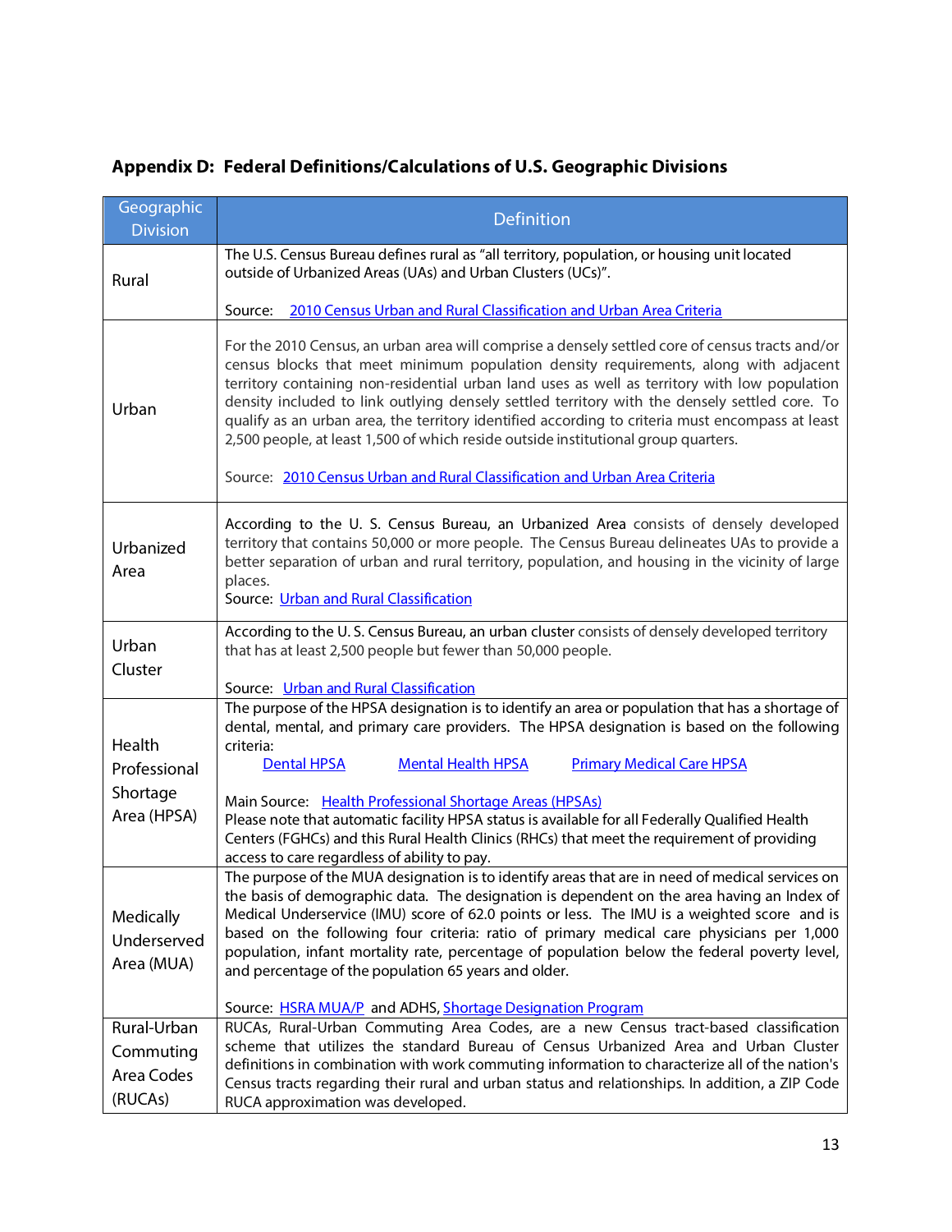## Appendix D: Federal Definitions/Calculations of U.S. Geographic Divisions

| Geographic Division | Definition |
|---|---|
| Rural | The U.S. Census Bureau defines rural as "all territory, population, or housing unit located outside of Urbanized Areas (UAs) and Urban Clusters (UCs)".<br><br>Source: 2010 Census Urban and Rural Classification and Urban Area Criteria |
| Urban | For the 2010 Census, an urban area will comprise a densely settled core of census tracts and/or census blocks that meet minimum population density requirements, along with adjacent territory containing non-residential urban land uses as well as territory with low population density included to link outlying densely settled territory with the densely settled core. To qualify as an urban area, the territory identified according to criteria must encompass at least 2,500 people, at least 1,500 of which reside outside institutional group quarters.<br><br>Source: 2010 Census Urban and Rural Classification and Urban Area Criteria |
| Urbanized Area | According to the U. S. Census Bureau, an Urbanized Area consists of densely developed territory that contains 50,000 or more people. The Census Bureau delineates UAs to provide a better separation of urban and rural territory, population, and housing in the vicinity of large places.<br>Source: Urban and Rural Classification |
| Urban Cluster | According to the U. S. Census Bureau, an urban cluster consists of densely developed territory that has at least 2,500 people but fewer than 50,000 people.<br><br>Source: Urban and Rural Classification |
| Health Professional Shortage Area (HPSA) | The purpose of the HPSA designation is to identify an area or population that has a shortage of dental, mental, and primary care providers. The HPSA designation is based on the following criteria:<br>Dental HPSA     Mental Health HPSA     Primary Medical Care HPSA<br><br>Main Source: Health Professional Shortage Areas (HPSAs)<br>Please note that automatic facility HPSA status is available for all Federally Qualified Health Centers (FGHCs) and this Rural Health Clinics (RHCs) that meet the requirement of providing access to care regardless of ability to pay. |
| Medically Underserved Area (MUA) | The purpose of the MUA designation is to identify areas that are in need of medical services on the basis of demographic data. The designation is dependent on the area having an Index of Medical Underservice (IMU) score of 62.0 points or less. The IMU is a weighted score and is based on the following four criteria: ratio of primary medical care physicians per 1,000 population, infant mortality rate, percentage of population below the federal poverty level, and percentage of the population 65 years and older.<br><br>Source: HSRA MUA/P and ADHS, Shortage Designation Program |
| Rural-Urban Commuting Area Codes (RUCAs) | RUCAs, Rural-Urban Commuting Area Codes, are a new Census tract-based classification scheme that utilizes the standard Bureau of Census Urbanized Area and Urban Cluster definitions in combination with work commuting information to characterize all of the nation's Census tracts regarding their rural and urban status and relationships. In addition, a ZIP Code RUCA approximation was developed. |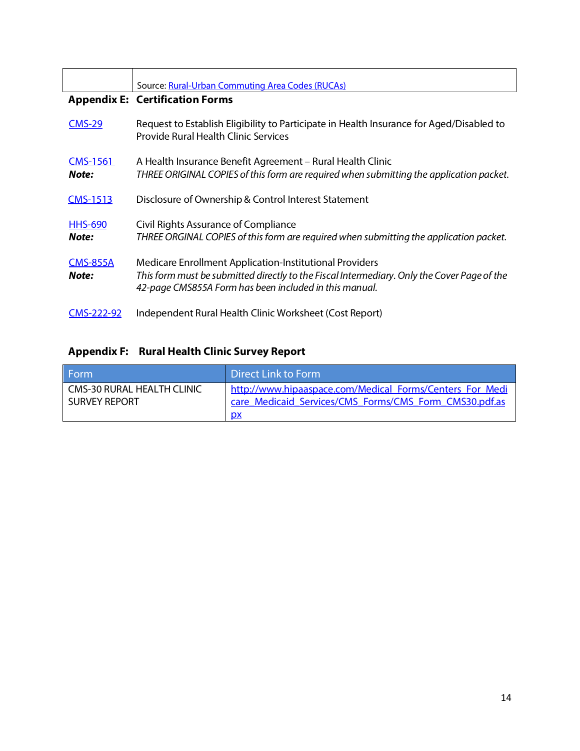| | |
|---|---|
| | Source: [Rural-Urban Commuting Area Codes (RUCAs)]() |

## Appendix E: Certification Forms

[CMS-29]() Request to Establish Eligibility to Participate in Health Insurance for Aged/Disabled to Provide Rural Health Clinic Services

[CMS-1561]() A Health Insurance Benefit Agreement – Rural Health Clinic
***Note:*** *THREE ORIGINAL COPIES of this form are required when submitting the application packet.*

[CMS-1513]() Disclosure of Ownership & Control Interest Statement

[HHS-690]() Civil Rights Assurance of Compliance
***Note:*** *THREE ORGINAL COPIES of this form are required when submitting the application packet.*

[CMS-855A]() Medicare Enrollment Application-Institutional Providers
***Note:*** *This form must be submitted directly to the Fiscal Intermediary. Only the Cover Page of the 42-page CMS855A Form has been included in this manual.*

[CMS-222-92]() Independent Rural Health Clinic Worksheet (Cost Report)

## Appendix F: Rural Health Clinic Survey Report

| Form | Direct Link to Form |
|---|---|
| CMS-30 RURAL HEALTH CLINIC SURVEY REPORT | [http://www.hipaaspace.com/Medical_Forms/Centers_For_Medicare_Medicaid_Services/CMS_Forms/CMS_Form_CMS30.pdf.aspx](http://www.hipaaspace.com/Medical_Forms/Centers_For_Medicare_Medicaid_Services/CMS_Forms/CMS_Form_CMS30.pdf.aspx) |